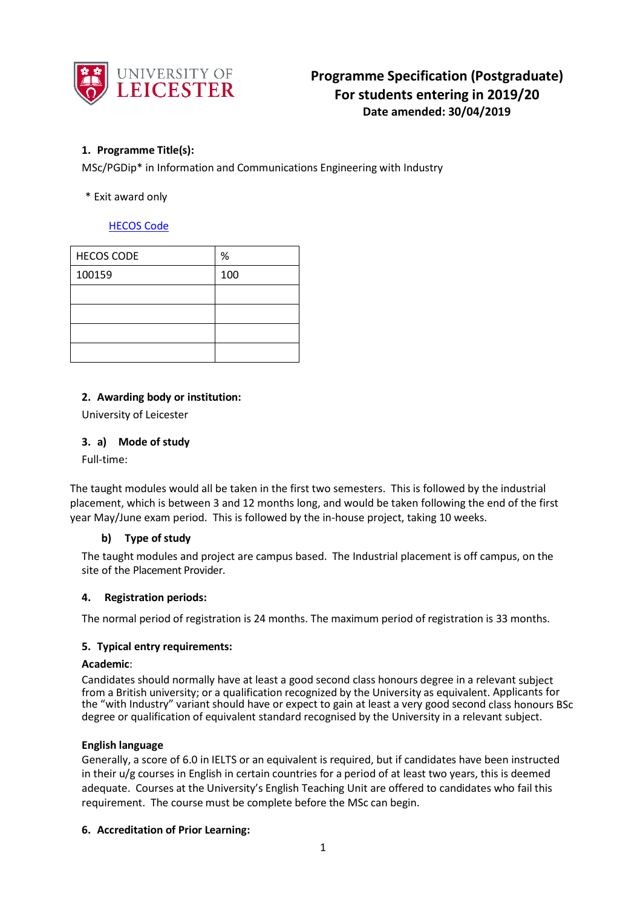# Programme Specification (Postgraduate)
## For students entering in 2019/20
**Date amended: 30/04/2019**

### 1. Programme Title(s):

MSc/PGDip* in Information and Communications Engineering with Industry

\* Exit award only

[HECOS Code]

| HECOS CODE | % |
|---|---|
| 100159 | 100 |
| | |
| | |
| | |
| | |

### 2. Awarding body or institution:

University of Leicester

### 3. a) Mode of study

Full-time:

The taught modules would all be taken in the first two semesters. This is followed by the industrial placement, which is between 3 and 12 months long, and would be taken following the end of the first year May/June exam period. This is followed by the in-house project, taking 10 weeks.

#### b) Type of study

The taught modules and project are campus based. The Industrial placement is off campus, on the site of the Placement Provider.

### 4. Registration periods:

The normal period of registration is 24 months. The maximum period of registration is 33 months.

### 5. Typical entry requirements:

**Academic**:
Candidates should normally have at least a good second class honours degree in a relevant subject from a British university; or a qualification recognized by the University as equivalent. Applicants for the "with Industry" variant should have or expect to gain at least a very good second class honours BSc degree or qualification of equivalent standard recognised by the University in a relevant subject.

**English language**
Generally, a score of 6.0 in IELTS or an equivalent is required, but if candidates have been instructed in their u/g courses in English in certain countries for a period of at least two years, this is deemed adequate. Courses at the University's English Teaching Unit are offered to candidates who fail this requirement. The course must be complete before the MSc can begin.

### 6. Accreditation of Prior Learning: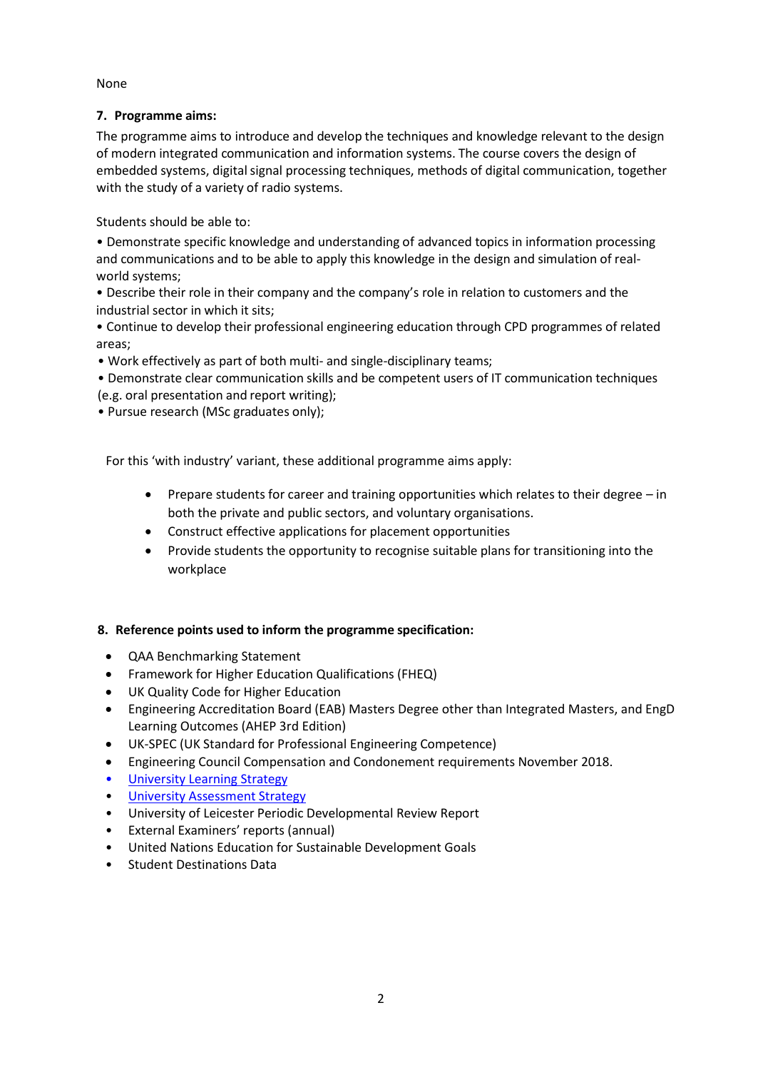None

## 7. Programme aims:

The programme aims to introduce and develop the techniques and knowledge relevant to the design of modern integrated communication and information systems. The course covers the design of embedded systems, digital signal processing techniques, methods of digital communication, together with the study of a variety of radio systems.

Students should be able to:

- Demonstrate specific knowledge and understanding of advanced topics in information processing and communications and to be able to apply this knowledge in the design and simulation of real-world systems;
- Describe their role in their company and the company's role in relation to customers and the industrial sector in which it sits;
- Continue to develop their professional engineering education through CPD programmes of related areas;
- Work effectively as part of both multi- and single-disciplinary teams;
- Demonstrate clear communication skills and be competent users of IT communication techniques (e.g. oral presentation and report writing);
- Pursue research (MSc graduates only);

For this 'with industry' variant, these additional programme aims apply:

- Prepare students for career and training opportunities which relates to their degree – in both the private and public sectors, and voluntary organisations.
- Construct effective applications for placement opportunities
- Provide students the opportunity to recognise suitable plans for transitioning into the workplace

## 8. Reference points used to inform the programme specification:

- QAA Benchmarking Statement
- Framework for Higher Education Qualifications (FHEQ)
- UK Quality Code for Higher Education
- Engineering Accreditation Board (EAB) Masters Degree other than Integrated Masters, and EngD Learning Outcomes (AHEP 3rd Edition)
- UK-SPEC (UK Standard for Professional Engineering Competence)
- Engineering Council Compensation and Condonement requirements November 2018.
- University Learning Strategy
- University Assessment Strategy
- University of Leicester Periodic Developmental Review Report
- External Examiners' reports (annual)
- United Nations Education for Sustainable Development Goals
- Student Destinations Data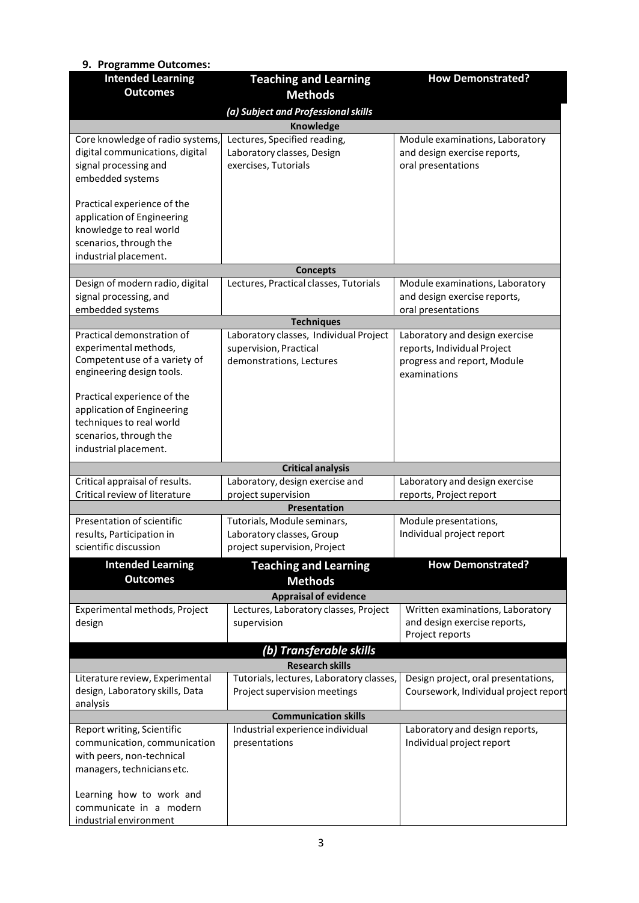## 9. Programme Outcomes:

| Intended Learning Outcomes | Teaching and Learning Methods | How Demonstrated? |
|---|---|---|
| ***(a) Subject and Professional skills*** | | |
| **Knowledge** | | |
| Core knowledge of radio systems, digital communications, digital signal processing and embedded systems<br><br>Practical experience of the application of Engineering knowledge to real world scenarios, through the industrial placement. | Lectures, Specified reading, Laboratory classes, Design exercises, Tutorials | Module examinations, Laboratory and design exercise reports, oral presentations |
| **Concepts** | | |
| Design of modern radio, digital signal processing, and embedded systems | Lectures, Practical classes, Tutorials | Module examinations, Laboratory and design exercise reports, oral presentations |
| **Techniques** | | |
| Practical demonstration of experimental methods, Competent use of a variety of engineering design tools.<br><br>Practical experience of the application of Engineering techniques to real world scenarios, through the industrial placement. | Laboratory classes, Individual Project supervision, Practical demonstrations, Lectures | Laboratory and design exercise reports, Individual Project progress and report, Module examinations |
| **Critical analysis** | | |
| Critical appraisal of results. Critical review of literature | Laboratory, design exercise and project supervision | Laboratory and design exercise reports, Project report |
| **Presentation** | | |
| Presentation of scientific results, Participation in scientific discussion | Tutorials, Module seminars, Laboratory classes, Group project supervision, Project | Module presentations, Individual project report |

| Intended Learning Outcomes | Teaching and Learning Methods | How Demonstrated? |
|---|---|---|
| **Appraisal of evidence** | | |
| Experimental methods, Project design | Lectures, Laboratory classes, Project supervision | Written examinations, Laboratory and design exercise reports, Project reports |
| ***(b) Transferable skills*** | | |
| **Research skills** | | |
| Literature review, Experimental design, Laboratory skills, Data analysis | Tutorials, lectures, Laboratory classes, Project supervision meetings | Design project, oral presentations, Coursework, Individual project report |
| **Communication skills** | | |
| Report writing, Scientific communication, communication with peers, non-technical managers, technicians etc.<br><br>Learning how to work and communicate in a modern industrial environment | Industrial experience individual presentations | Laboratory and design reports, Individual project report |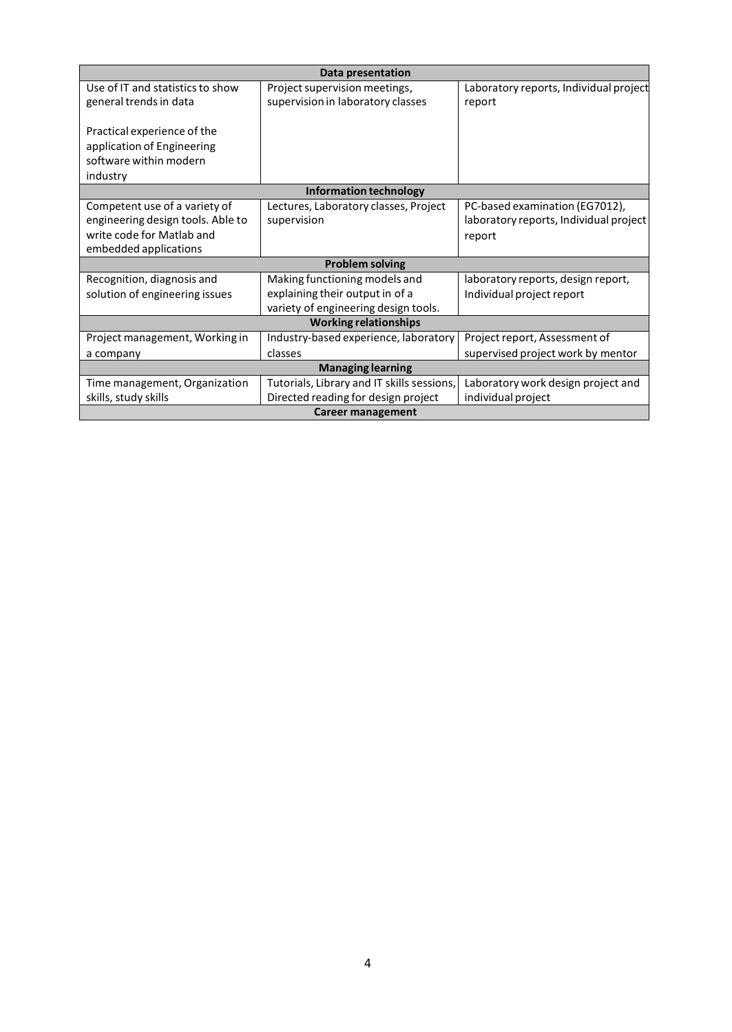| Data presentation | | |
|---|---|---|
| Use of IT and statistics to show general trends in data<br><br>Practical experience of the application of Engineering software within modern industry | Project supervision meetings, supervision in laboratory classes | Laboratory reports, Individual project report |
| **Information technology** | | |
| Competent use of a variety of engineering design tools. Able to write code for Matlab and embedded applications | Lectures, Laboratory classes, Project supervision | PC-based examination (EG7012), laboratory reports, Individual project report |
| **Problem solving** | | |
| Recognition, diagnosis and solution of engineering issues | Making functioning models and explaining their output in of a variety of engineering design tools. | laboratory reports, design report, Individual project report |
| **Working relationships** | | |
| Project management, Working in a company | Industry-based experience, laboratory classes | Project report, Assessment of supervised project work by mentor |
| **Managing learning** | | |
| Time management, Organization skills, study skills | Tutorials, Library and IT skills sessions, Directed reading for design project | Laboratory work design project and individual project |
| **Career management** | | |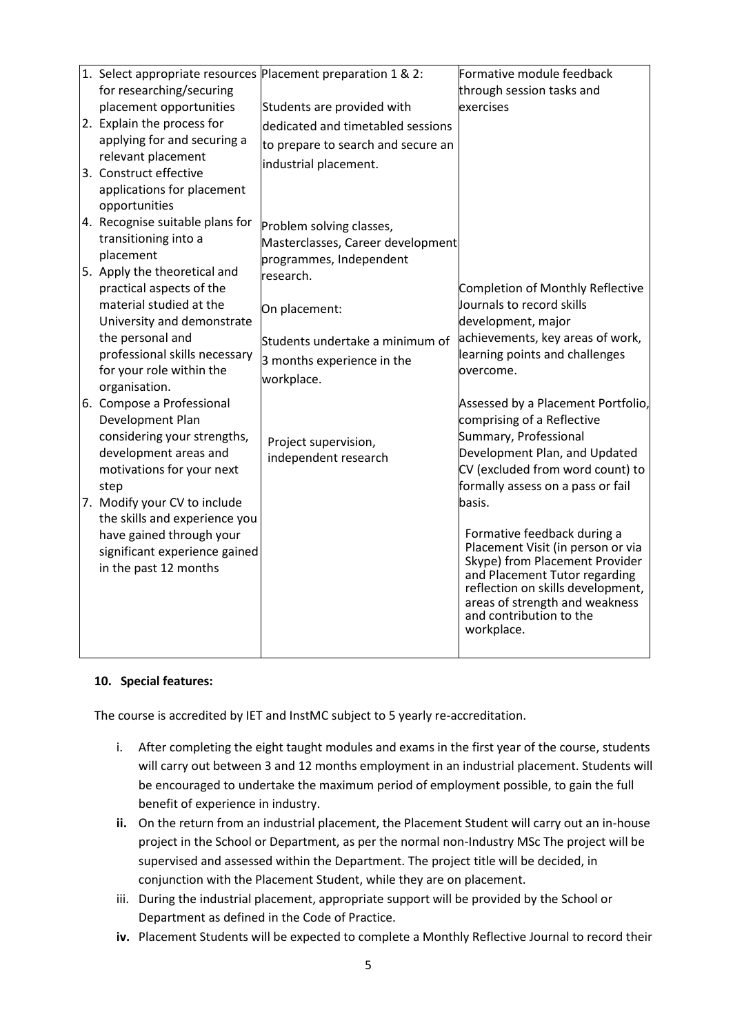| | | |
|---|---|---|
| 1. Select appropriate resources for researching/securing placement opportunities<br>2. Explain the process for applying for and securing a relevant placement<br>3. Construct effective applications for placement opportunities<br>4. Recognise suitable plans for transitioning into a placement<br>5. Apply the theoretical and practical aspects of the material studied at the University and demonstrate the personal and professional skills necessary for your role within the organisation.<br>6. Compose a Professional Development Plan considering your strengths, development areas and motivations for your next step<br>7. Modify your CV to include the skills and experience you have gained through your significant experience gained in the past 12 months | Placement preparation 1 & 2:<br><br>Students are provided with dedicated and timetabled sessions to prepare to search and secure an industrial placement.<br><br>Problem solving classes, Masterclasses, Career development programmes, Independent research.<br><br>On placement:<br><br>Students undertake a minimum of 3 months experience in the workplace.<br><br>Project supervision, independent research | Formative module feedback through session tasks and exercises<br><br>Completion of Monthly Reflective Journals to record skills development, major achievements, key areas of work, learning points and challenges overcome.<br><br>Assessed by a Placement Portfolio, comprising of a Reflective Summary, Professional Development Plan, and Updated CV (excluded from word count) to formally assess on a pass or fail basis.<br><br>Formative feedback during a Placement Visit (in person or via Skype) from Placement Provider and Placement Tutor regarding reflection on skills development, areas of strength and weakness and contribution to the workplace. |

**10. Special features:**

The course is accredited by IET and InstMC subject to 5 yearly re-accreditation.

i. After completing the eight taught modules and exams in the first year of the course, students will carry out between 3 and 12 months employment in an industrial placement. Students will be encouraged to undertake the maximum period of employment possible, to gain the full benefit of experience in industry.

**ii.** On the return from an industrial placement, the Placement Student will carry out an in-house project in the School or Department, as per the normal non-Industry MSc The project will be supervised and assessed within the Department. The project title will be decided, in conjunction with the Placement Student, while they are on placement.

iii. During the industrial placement, appropriate support will be provided by the School or Department as defined in the Code of Practice.

**iv.** Placement Students will be expected to complete a Monthly Reflective Journal to record their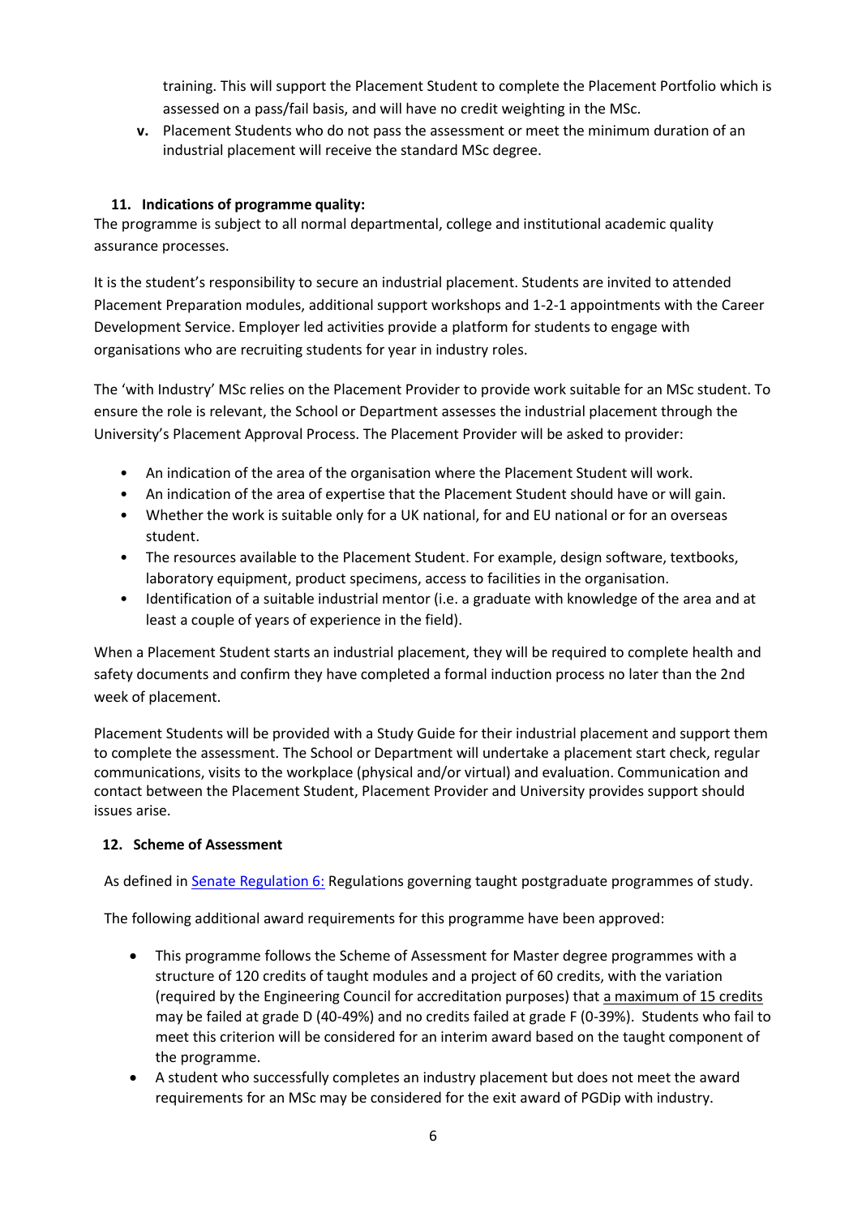training. This will support the Placement Student to complete the Placement Portfolio which is assessed on a pass/fail basis, and will have no credit weighting in the MSc.

**v.** Placement Students who do not pass the assessment or meet the minimum duration of an industrial placement will receive the standard MSc degree.

### 11. Indications of programme quality:

The programme is subject to all normal departmental, college and institutional academic quality assurance processes.

It is the student's responsibility to secure an industrial placement. Students are invited to attended Placement Preparation modules, additional support workshops and 1-2-1 appointments with the Career Development Service. Employer led activities provide a platform for students to engage with organisations who are recruiting students for year in industry roles.

The 'with Industry' MSc relies on the Placement Provider to provide work suitable for an MSc student. To ensure the role is relevant, the School or Department assesses the industrial placement through the University's Placement Approval Process. The Placement Provider will be asked to provider:

- An indication of the area of the organisation where the Placement Student will work.
- An indication of the area of expertise that the Placement Student should have or will gain.
- Whether the work is suitable only for a UK national, for and EU national or for an overseas student.
- The resources available to the Placement Student. For example, design software, textbooks, laboratory equipment, product specimens, access to facilities in the organisation.
- Identification of a suitable industrial mentor (i.e. a graduate with knowledge of the area and at least a couple of years of experience in the field).

When a Placement Student starts an industrial placement, they will be required to complete health and safety documents and confirm they have completed a formal induction process no later than the 2nd week of placement.

Placement Students will be provided with a Study Guide for their industrial placement and support them to complete the assessment. The School or Department will undertake a placement start check, regular communications, visits to the workplace (physical and/or virtual) and evaluation. Communication and contact between the Placement Student, Placement Provider and University provides support should issues arise.

### 12. Scheme of Assessment

As defined in Senate Regulation 6: Regulations governing taught postgraduate programmes of study.

The following additional award requirements for this programme have been approved:

- This programme follows the Scheme of Assessment for Master degree programmes with a structure of 120 credits of taught modules and a project of 60 credits, with the variation (required by the Engineering Council for accreditation purposes) that a maximum of 15 credits may be failed at grade D (40-49%) and no credits failed at grade F (0-39%). Students who fail to meet this criterion will be considered for an interim award based on the taught component of the programme.
- A student who successfully completes an industry placement but does not meet the award requirements for an MSc may be considered for the exit award of PGDip with industry.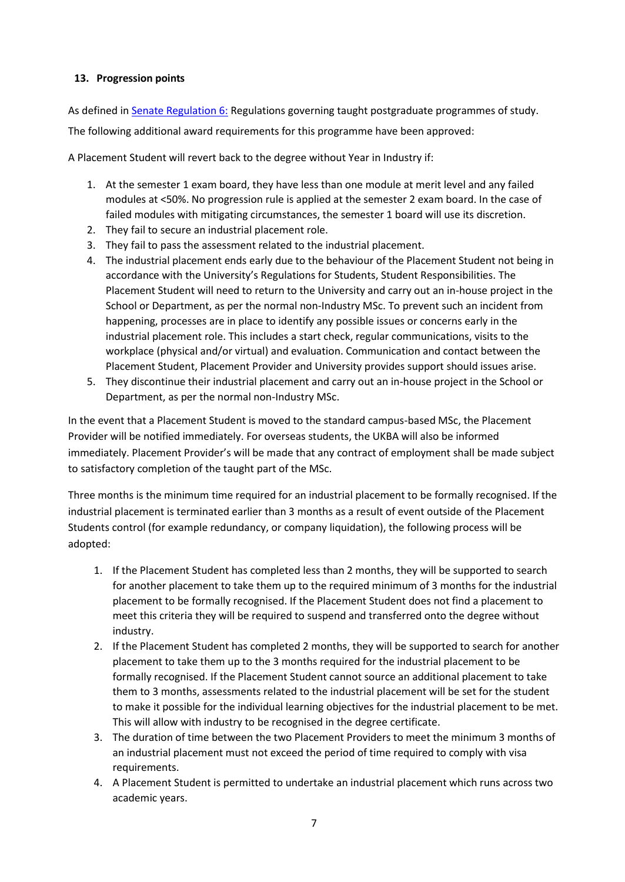## 13. Progression points

As defined in [Senate Regulation 6:](#) Regulations governing taught postgraduate programmes of study.

The following additional award requirements for this programme have been approved:

A Placement Student will revert back to the degree without Year in Industry if:

1. At the semester 1 exam board, they have less than one module at merit level and any failed modules at <50%. No progression rule is applied at the semester 2 exam board. In the case of failed modules with mitigating circumstances, the semester 1 board will use its discretion.
2. They fail to secure an industrial placement role.
3. They fail to pass the assessment related to the industrial placement.
4. The industrial placement ends early due to the behaviour of the Placement Student not being in accordance with the University's Regulations for Students, Student Responsibilities. The Placement Student will need to return to the University and carry out an in-house project in the School or Department, as per the normal non-Industry MSc. To prevent such an incident from happening, processes are in place to identify any possible issues or concerns early in the industrial placement role. This includes a start check, regular communications, visits to the workplace (physical and/or virtual) and evaluation. Communication and contact between the Placement Student, Placement Provider and University provides support should issues arise.
5. They discontinue their industrial placement and carry out an in-house project in the School or Department, as per the normal non-Industry MSc.

In the event that a Placement Student is moved to the standard campus-based MSc, the Placement Provider will be notified immediately. For overseas students, the UKBA will also be informed immediately. Placement Provider's will be made that any contract of employment shall be made subject to satisfactory completion of the taught part of the MSc.

Three months is the minimum time required for an industrial placement to be formally recognised. If the industrial placement is terminated earlier than 3 months as a result of event outside of the Placement Students control (for example redundancy, or company liquidation), the following process will be adopted:

1. If the Placement Student has completed less than 2 months, they will be supported to search for another placement to take them up to the required minimum of 3 months for the industrial placement to be formally recognised. If the Placement Student does not find a placement to meet this criteria they will be required to suspend and transferred onto the degree without industry.
2. If the Placement Student has completed 2 months, they will be supported to search for another placement to take them up to the 3 months required for the industrial placement to be formally recognised. If the Placement Student cannot source an additional placement to take them to 3 months, assessments related to the industrial placement will be set for the student to make it possible for the individual learning objectives for the industrial placement to be met. This will allow with industry to be recognised in the degree certificate.
3. The duration of time between the two Placement Providers to meet the minimum 3 months of an industrial placement must not exceed the period of time required to comply with visa requirements.
4. A Placement Student is permitted to undertake an industrial placement which runs across two academic years.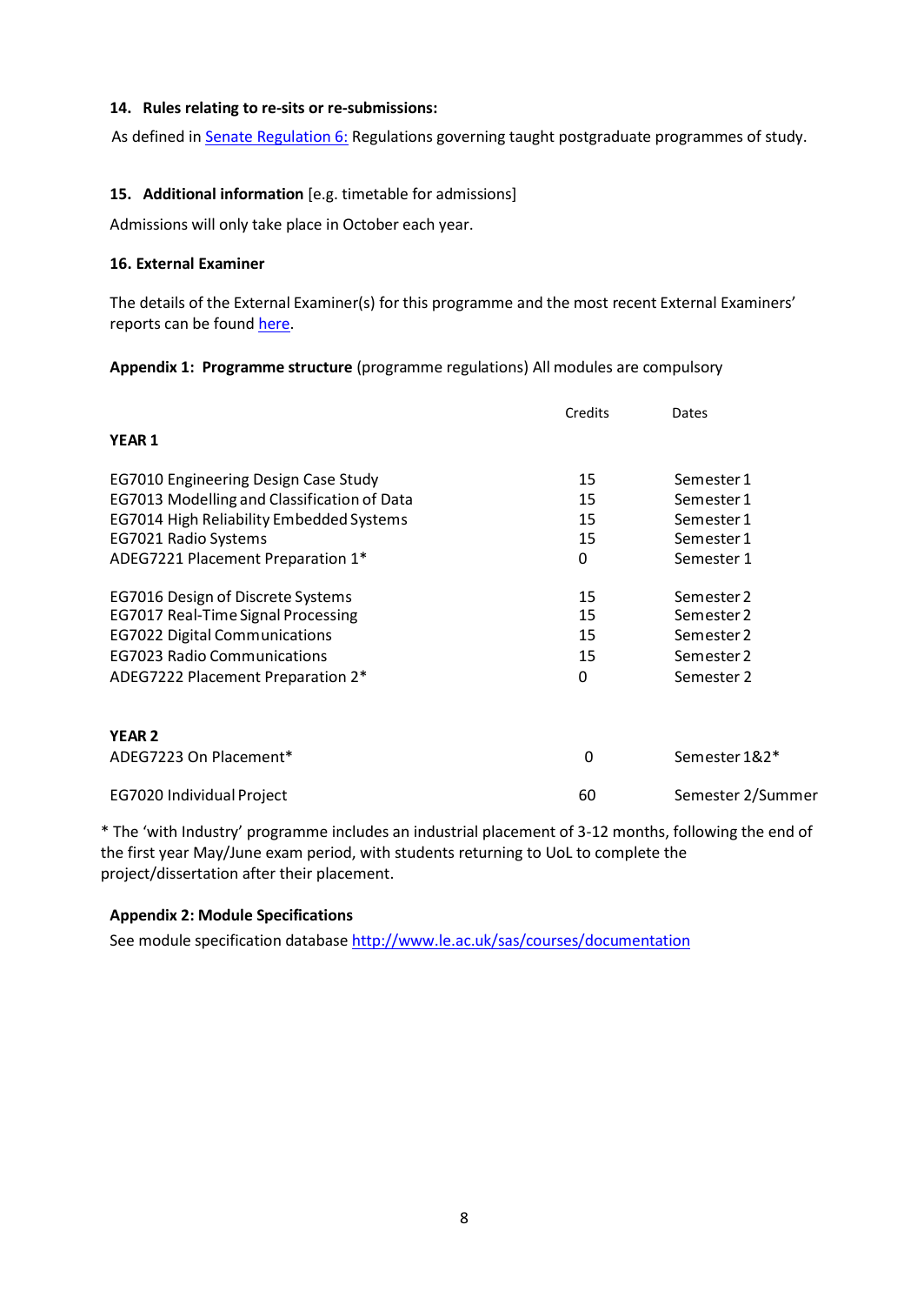**14. Rules relating to re-sits or re-submissions:**

As defined in [Senate Regulation 6:](#) Regulations governing taught postgraduate programmes of study.

**15. Additional information** [e.g. timetable for admissions]

Admissions will only take place in October each year.

**16. External Examiner**

The details of the External Examiner(s) for this programme and the most recent External Examiners' reports can be found [here](#).

**Appendix 1: Programme structure** (programme regulations) All modules are compulsory

| | Credits | Dates |
|---|---|---|
| **YEAR 1** | | |
| EG7010 Engineering Design Case Study | 15 | Semester 1 |
| EG7013 Modelling and Classification of Data | 15 | Semester 1 |
| EG7014 High Reliability Embedded Systems | 15 | Semester 1 |
| EG7021 Radio Systems | 15 | Semester 1 |
| ADEG7221 Placement Preparation 1* | 0 | Semester 1 |
| EG7016 Design of Discrete Systems | 15 | Semester 2 |
| EG7017 Real-Time Signal Processing | 15 | Semester 2 |
| EG7022 Digital Communications | 15 | Semester 2 |
| EG7023 Radio Communications | 15 | Semester 2 |
| ADEG7222 Placement Preparation 2* | 0 | Semester 2 |
| **YEAR 2** | | |
| ADEG7223 On Placement* | 0 | Semester 1&2* |
| EG7020 Individual Project | 60 | Semester 2/Summer |

* The 'with Industry' programme includes an industrial placement of 3-12 months, following the end of the first year May/June exam period, with students returning to UoL to complete the project/dissertation after their placement.

**Appendix 2: Module Specifications**

See module specification database [http://www.le.ac.uk/sas/courses/documentation](http://www.le.ac.uk/sas/courses/documentation)